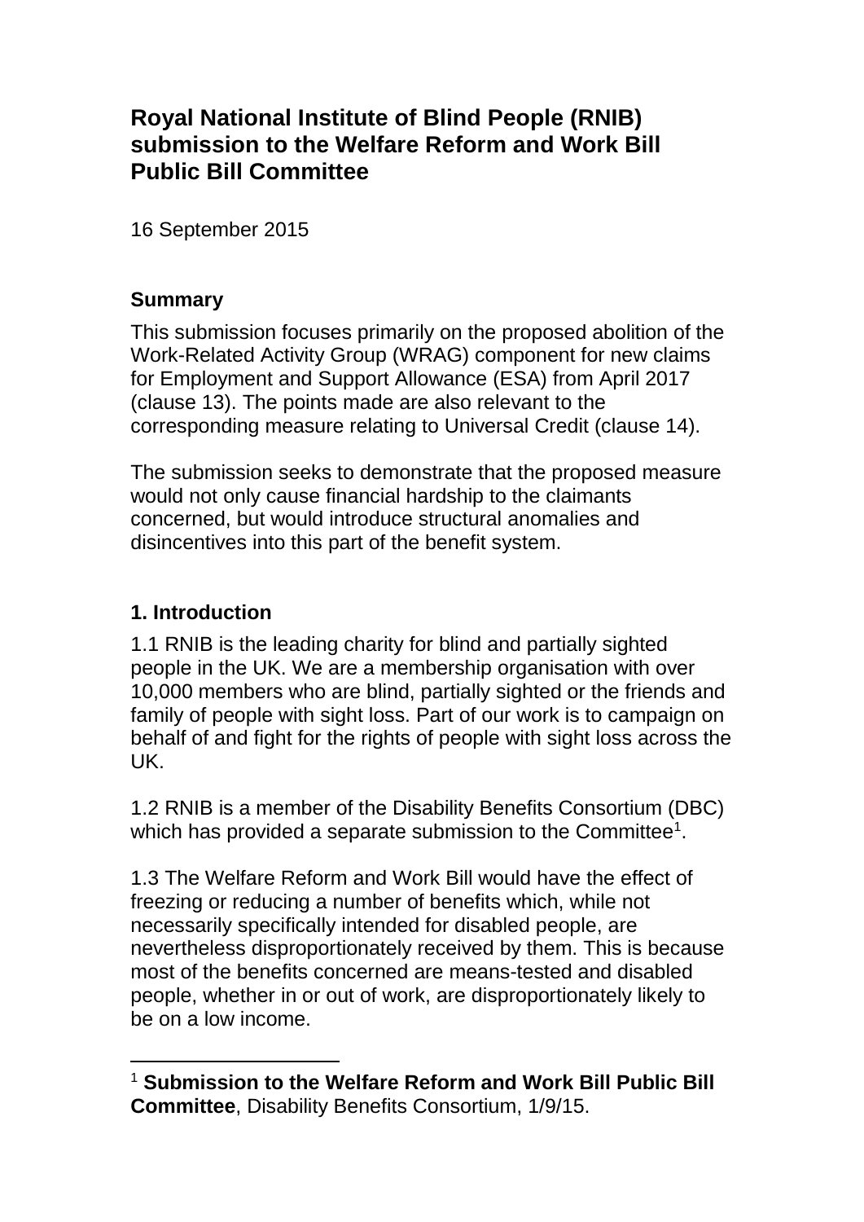# Royal National Institute of Blind People (RNIB) submission to the Welfare Reform and Work Bill Public Bill Committee

16 September 2015

## Summary

This submission focuses primarily on the proposed abolition of the Work-Related Activity Group (WRAG) component for new claims for Employment and Support Allowance (ESA) from April 2017 (clause 13). The points made are also relevant to the corresponding measure relating to Universal Credit (clause 14).

The submission seeks to demonstrate that the proposed measure would not only cause financial hardship to the claimants concerned, but would introduce structural anomalies and disincentives into this part of the benefit system.

## 1. Introduction

1.1 RNIB is the leading charity for blind and partially sighted people in the UK. We are a membership organisation with over 10,000 members who are blind, partially sighted or the friends and family of people with sight loss. Part of our work is to campaign on behalf of and fight for the rights of people with sight loss across the UK.

1.2 RNIB is a member of the Disability Benefits Consortium (DBC) which has provided a separate submission to the Committee[1].

1.3 The Welfare Reform and Work Bill would have the effect of freezing or reducing a number of benefits which, while not necessarily specifically intended for disabled people, are nevertheless disproportionately received by them. This is because most of the benefits concerned are means-tested and disabled people, whether in or out of work, are disproportionately likely to be on a low income.

---

[1] **Submission to the Welfare Reform and Work Bill Public Bill Committee**, Disability Benefits Consortium, 1/9/15.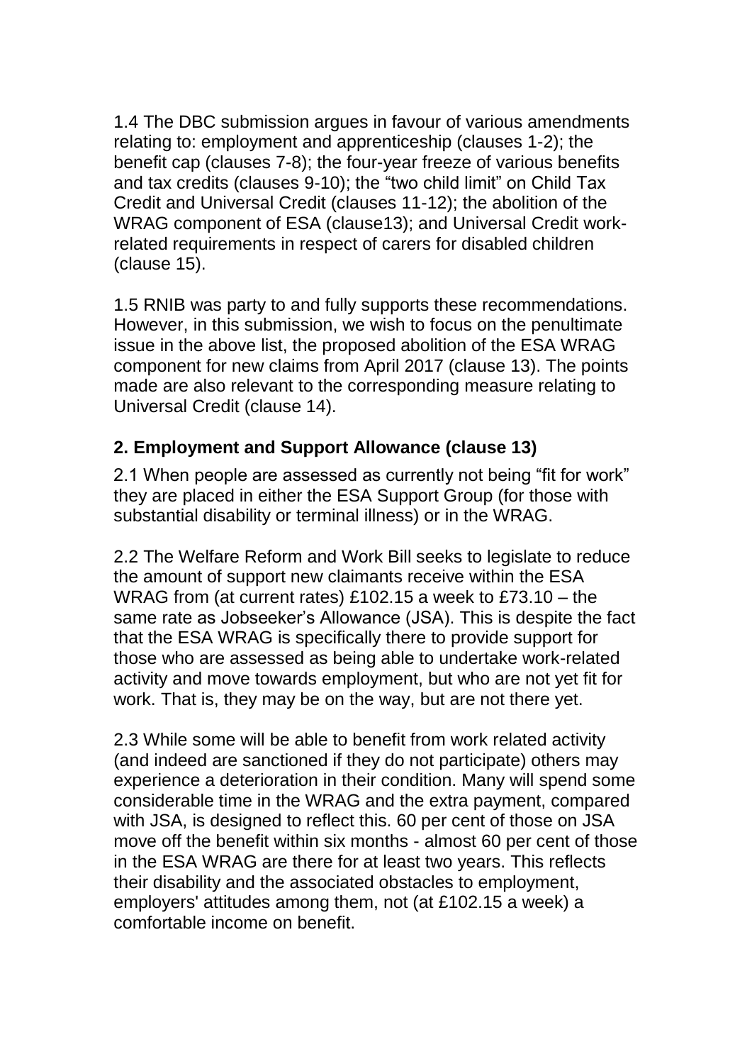1.4 The DBC submission argues in favour of various amendments relating to: employment and apprenticeship (clauses 1-2); the benefit cap (clauses 7-8); the four-year freeze of various benefits and tax credits (clauses 9-10); the "two child limit" on Child Tax Credit and Universal Credit (clauses 11-12); the abolition of the WRAG component of ESA (clause13); and Universal Credit work-related requirements in respect of carers for disabled children (clause 15).

1.5 RNIB was party to and fully supports these recommendations. However, in this submission, we wish to focus on the penultimate issue in the above list, the proposed abolition of the ESA WRAG component for new claims from April 2017 (clause 13). The points made are also relevant to the corresponding measure relating to Universal Credit (clause 14).

## 2. Employment and Support Allowance (clause 13)

2.1 When people are assessed as currently not being "fit for work" they are placed in either the ESA Support Group (for those with substantial disability or terminal illness) or in the WRAG.

2.2 The Welfare Reform and Work Bill seeks to legislate to reduce the amount of support new claimants receive within the ESA WRAG from (at current rates) £102.15 a week to £73.10 – the same rate as Jobseeker's Allowance (JSA). This is despite the fact that the ESA WRAG is specifically there to provide support for those who are assessed as being able to undertake work-related activity and move towards employment, but who are not yet fit for work. That is, they may be on the way, but are not there yet.

2.3 While some will be able to benefit from work related activity (and indeed are sanctioned if they do not participate) others may experience a deterioration in their condition. Many will spend some considerable time in the WRAG and the extra payment, compared with JSA, is designed to reflect this. 60 per cent of those on JSA move off the benefit within six months - almost 60 per cent of those in the ESA WRAG are there for at least two years. This reflects their disability and the associated obstacles to employment, employers' attitudes among them, not (at £102.15 a week) a comfortable income on benefit.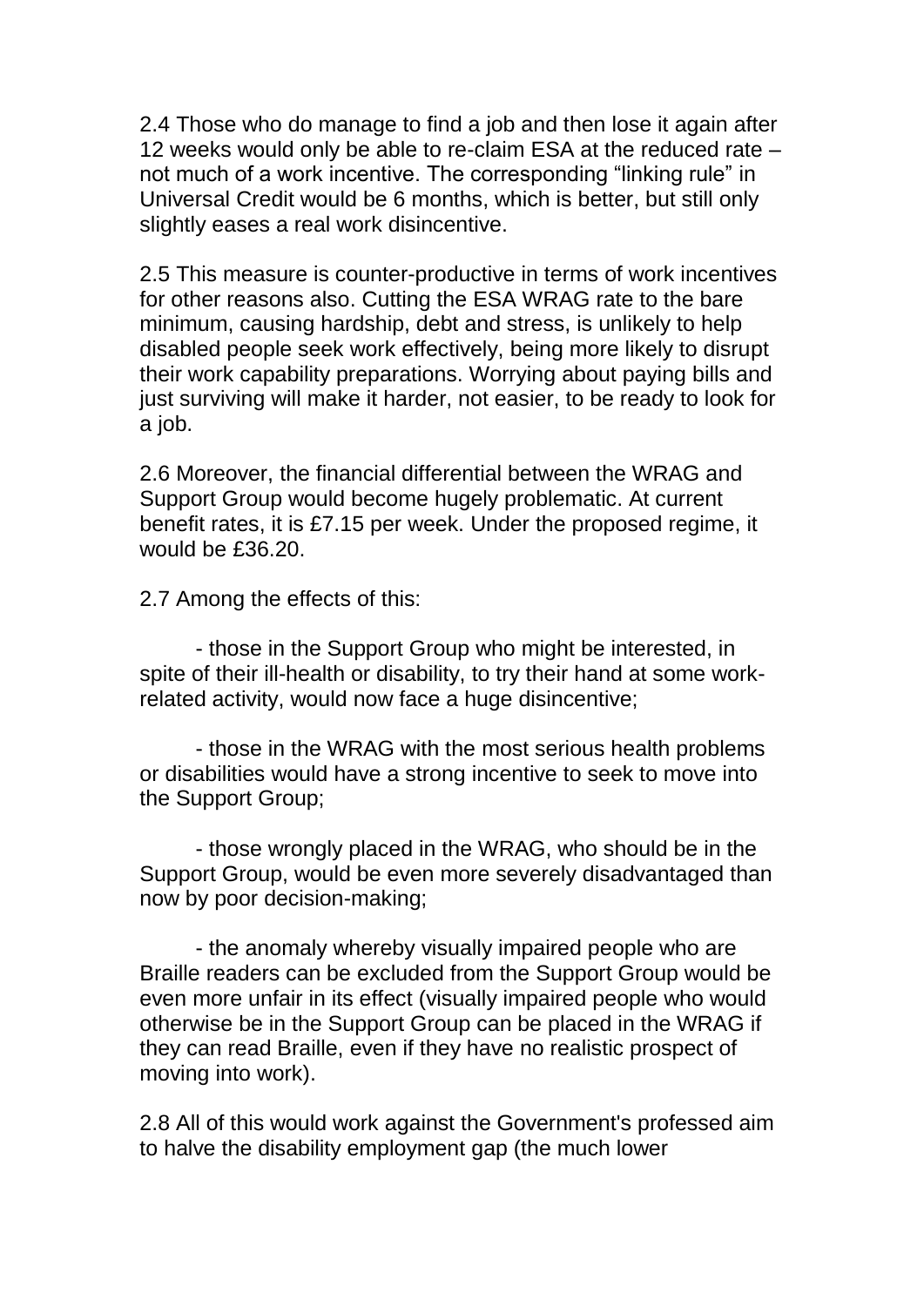2.4 Those who do manage to find a job and then lose it again after 12 weeks would only be able to re-claim ESA at the reduced rate – not much of a work incentive. The corresponding "linking rule" in Universal Credit would be 6 months, which is better, but still only slightly eases a real work disincentive.

2.5 This measure is counter-productive in terms of work incentives for other reasons also. Cutting the ESA WRAG rate to the bare minimum, causing hardship, debt and stress, is unlikely to help disabled people seek work effectively, being more likely to disrupt their work capability preparations. Worrying about paying bills and just surviving will make it harder, not easier, to be ready to look for a job.

2.6 Moreover, the financial differential between the WRAG and Support Group would become hugely problematic. At current benefit rates, it is £7.15 per week. Under the proposed regime, it would be £36.20.

2.7 Among the effects of this:

- those in the Support Group who might be interested, in spite of their ill-health or disability, to try their hand at some work-related activity, would now face a huge disincentive;
- those in the WRAG with the most serious health problems or disabilities would have a strong incentive to seek to move into the Support Group;
- those wrongly placed in the WRAG, who should be in the Support Group, would be even more severely disadvantaged than now by poor decision-making;
- the anomaly whereby visually impaired people who are Braille readers can be excluded from the Support Group would be even more unfair in its effect (visually impaired people who would otherwise be in the Support Group can be placed in the WRAG if they can read Braille, even if they have no realistic prospect of moving into work).

2.8 All of this would work against the Government's professed aim to halve the disability employment gap (the much lower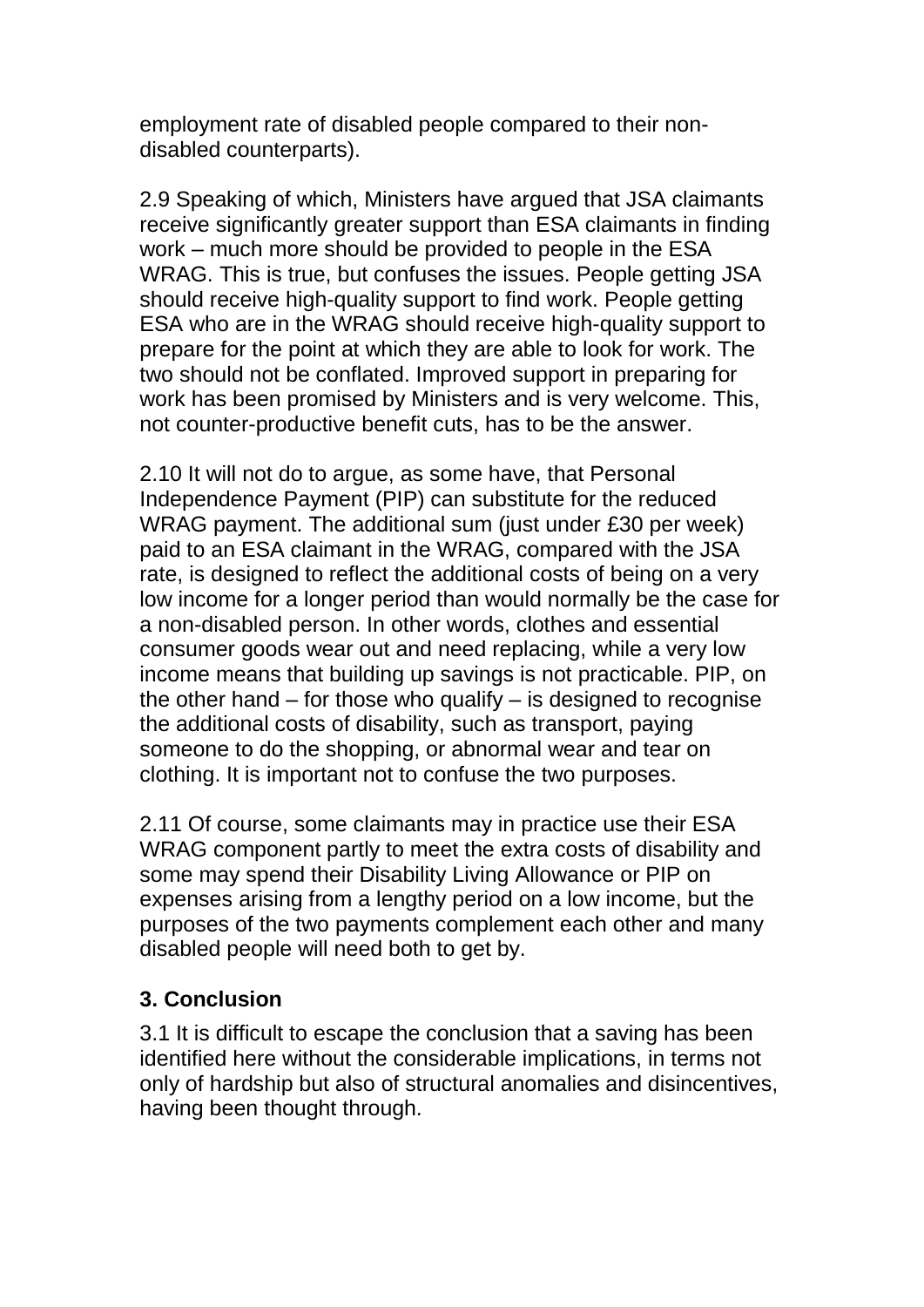employment rate of disabled people compared to their non-disabled counterparts).

2.9 Speaking of which, Ministers have argued that JSA claimants receive significantly greater support than ESA claimants in finding work – much more should be provided to people in the ESA WRAG. This is true, but confuses the issues. People getting JSA should receive high-quality support to find work. People getting ESA who are in the WRAG should receive high-quality support to prepare for the point at which they are able to look for work. The two should not be conflated. Improved support in preparing for work has been promised by Ministers and is very welcome. This, not counter-productive benefit cuts, has to be the answer.

2.10 It will not do to argue, as some have, that Personal Independence Payment (PIP) can substitute for the reduced WRAG payment. The additional sum (just under £30 per week) paid to an ESA claimant in the WRAG, compared with the JSA rate, is designed to reflect the additional costs of being on a very low income for a longer period than would normally be the case for a non-disabled person. In other words, clothes and essential consumer goods wear out and need replacing, while a very low income means that building up savings is not practicable. PIP, on the other hand – for those who qualify – is designed to recognise the additional costs of disability, such as transport, paying someone to do the shopping, or abnormal wear and tear on clothing. It is important not to confuse the two purposes.

2.11 Of course, some claimants may in practice use their ESA WRAG component partly to meet the extra costs of disability and some may spend their Disability Living Allowance or PIP on expenses arising from a lengthy period on a low income, but the purposes of the two payments complement each other and many disabled people will need both to get by.

## 3. Conclusion

3.1 It is difficult to escape the conclusion that a saving has been identified here without the considerable implications, in terms not only of hardship but also of structural anomalies and disincentives, having been thought through.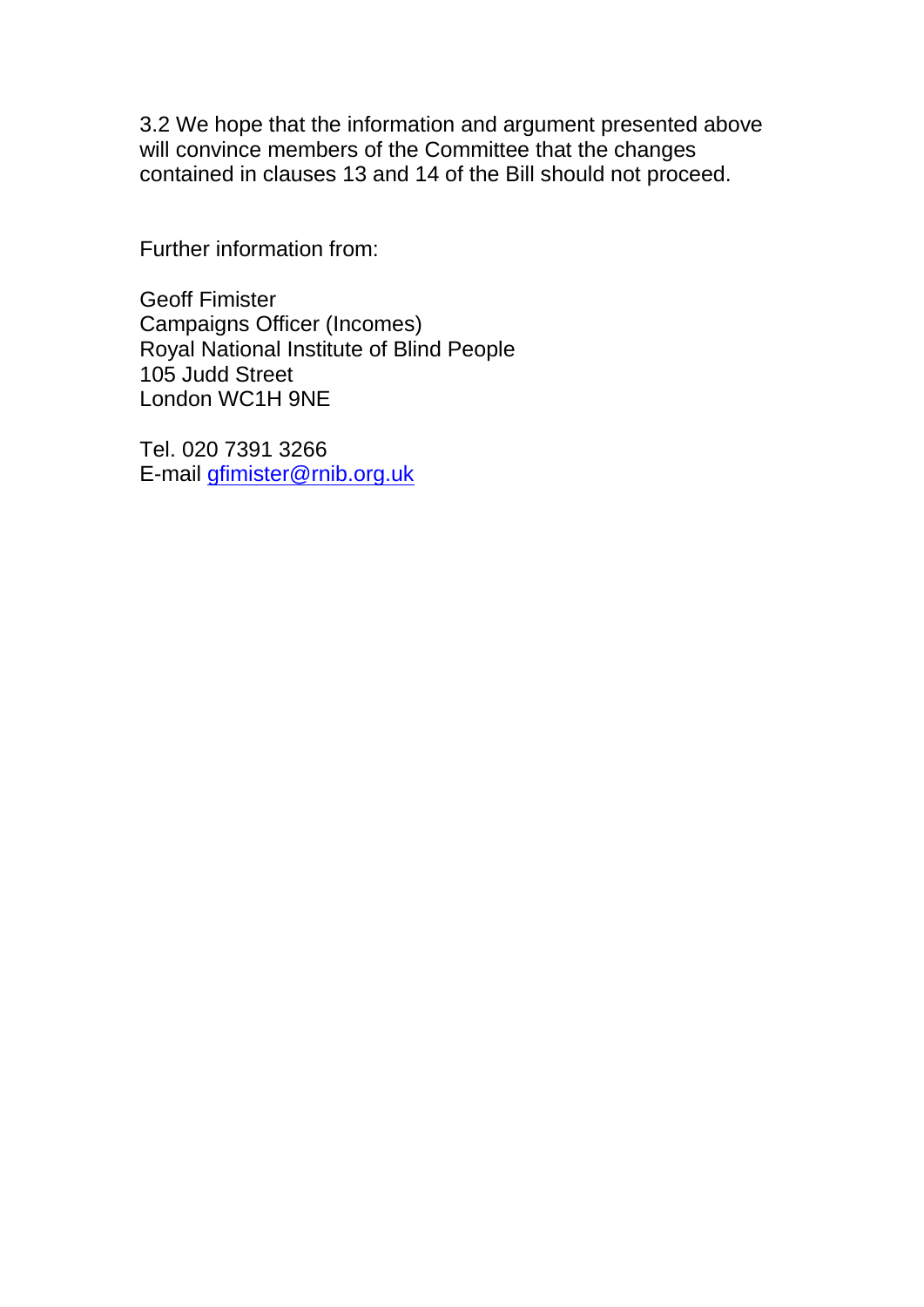3.2 We hope that the information and argument presented above will convince members of the Committee that the changes contained in clauses 13 and 14 of the Bill should not proceed.

Further information from:

Geoff Fimister
Campaigns Officer (Incomes)
Royal National Institute of Blind People
105 Judd Street
London WC1H 9NE

Tel. 020 7391 3266
E-mail [gfimister@rnib.org.uk](mailto:gfimister@rnib.org.uk)